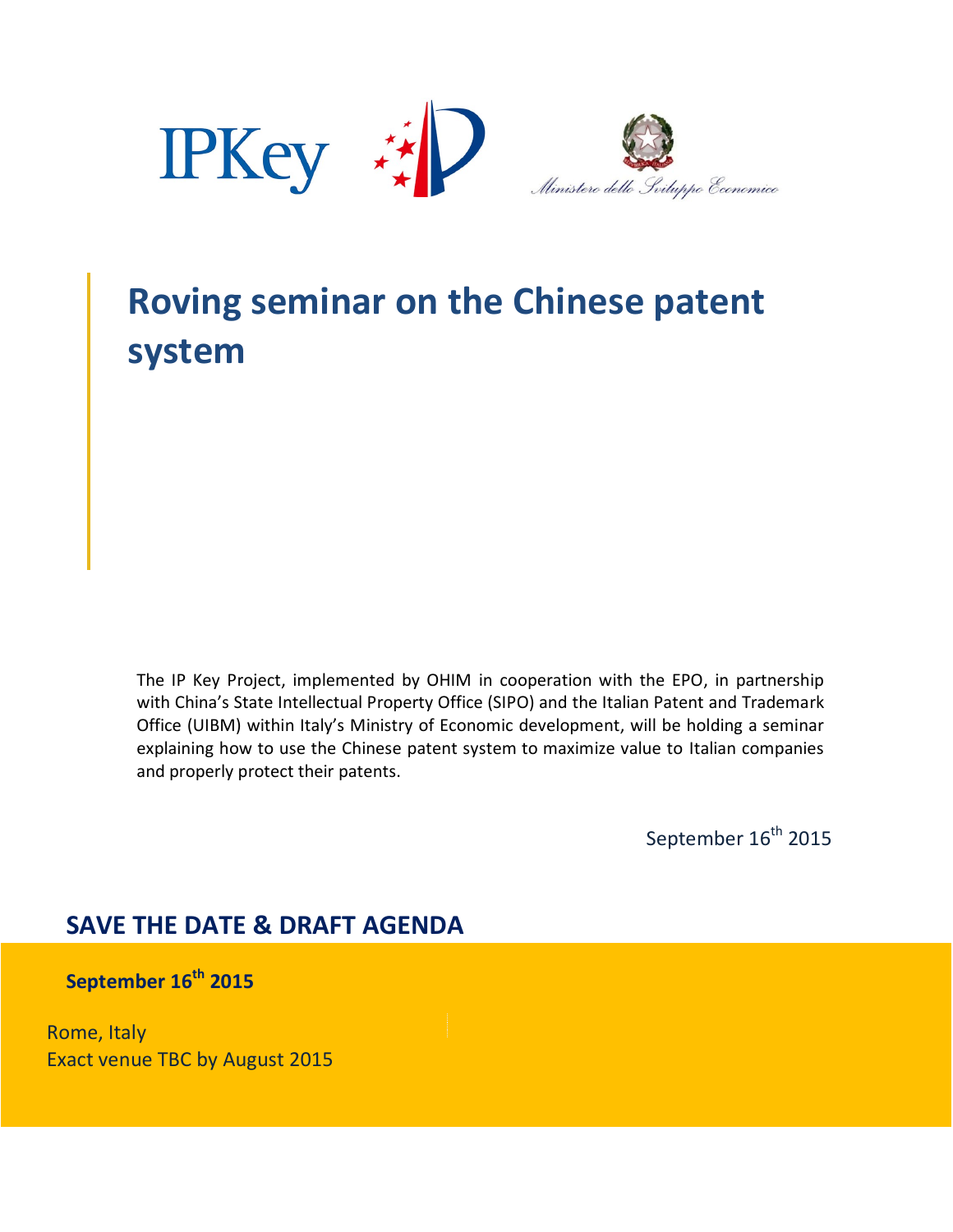IPKey

Ministero dello Sviluppo Economico

# Roving seminar on the Chinese patent system

The IP Key Project, implemented by OHIM in cooperation with the EPO, in partnership with China's State Intellectual Property Office (SIPO) and the Italian Patent and Trademark Office (UIBM) within Italy's Ministry of Economic development, will be holding a seminar explaining how to use the Chinese patent system to maximize value to Italian companies and properly protect their patents.

September 16th 2015

## SAVE THE DATE & DRAFT AGENDA

**September 16th 2015**

Rome, Italy
Exact venue TBC by August 2015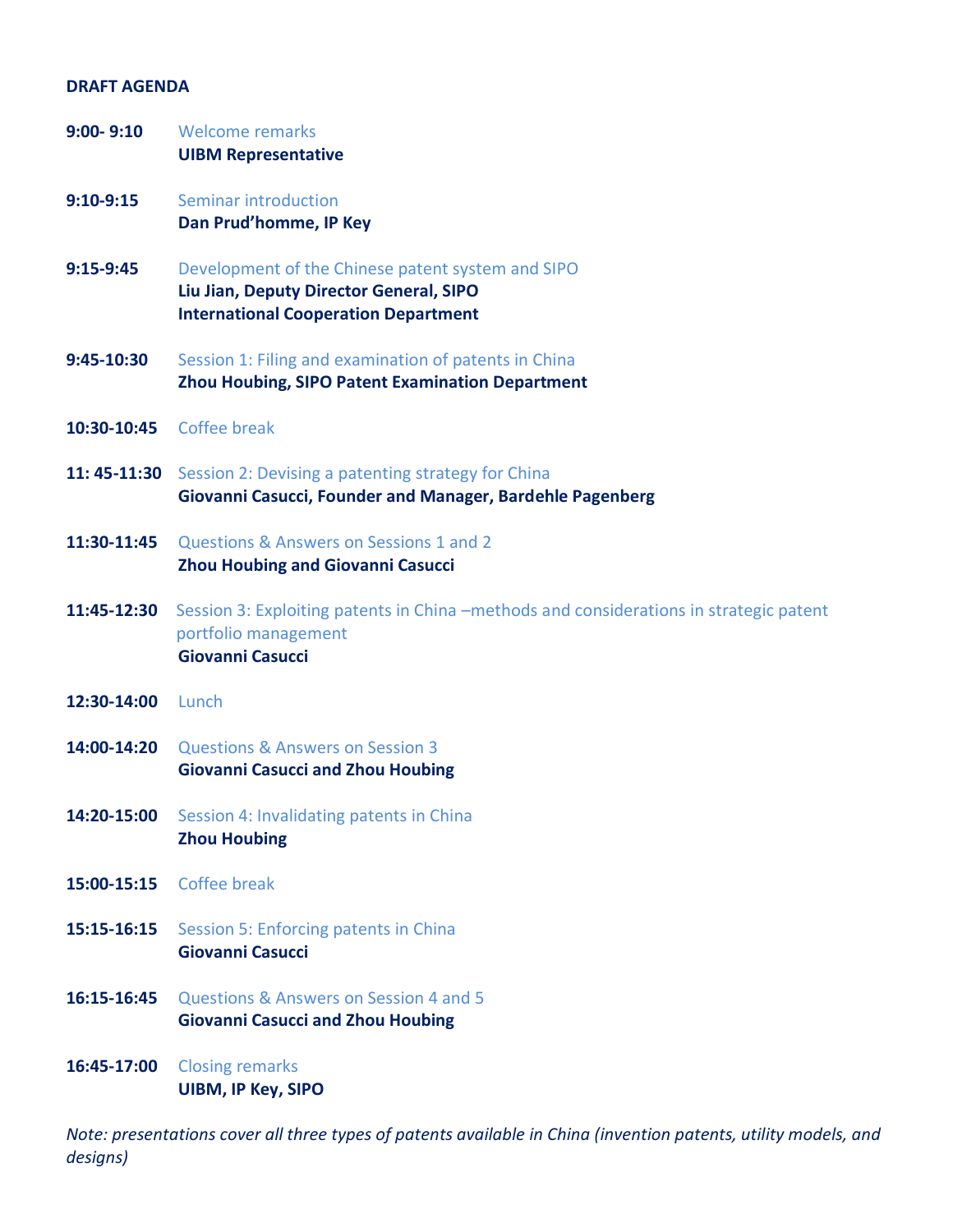**DRAFT AGENDA**

**9:00- 9:10** Welcome remarks
**UIBM Representative**

**9:10-9:15** Seminar introduction
**Dan Prud'homme, IP Key**

**9:15-9:45** Development of the Chinese patent system and SIPO
**Liu Jian, Deputy Director General, SIPO**
**International Cooperation Department**

**9:45-10:30** Session 1: Filing and examination of patents in China
**Zhou Houbing, SIPO Patent Examination Department**

**10:30-10:45** Coffee break

**11: 45-11:30** Session 2: Devising a patenting strategy for China
**Giovanni Casucci, Founder and Manager, Bardehle Pagenberg**

**11:30-11:45** Questions & Answers on Sessions 1 and 2
**Zhou Houbing and Giovanni Casucci**

**11:45-12:30** Session 3: Exploiting patents in China –methods and considerations in strategic patent portfolio management
**Giovanni Casucci**

**12:30-14:00** Lunch

**14:00-14:20** Questions & Answers on Session 3
**Giovanni Casucci and Zhou Houbing**

**14:20-15:00** Session 4: Invalidating patents in China
**Zhou Houbing**

**15:00-15:15** Coffee break

**15:15-16:15** Session 5: Enforcing patents in China
**Giovanni Casucci**

**16:15-16:45** Questions & Answers on Session 4 and 5
**Giovanni Casucci and Zhou Houbing**

**16:45-17:00** Closing remarks
**UIBM, IP Key, SIPO**

*Note: presentations cover all three types of patents available in China (invention patents, utility models, and designs)*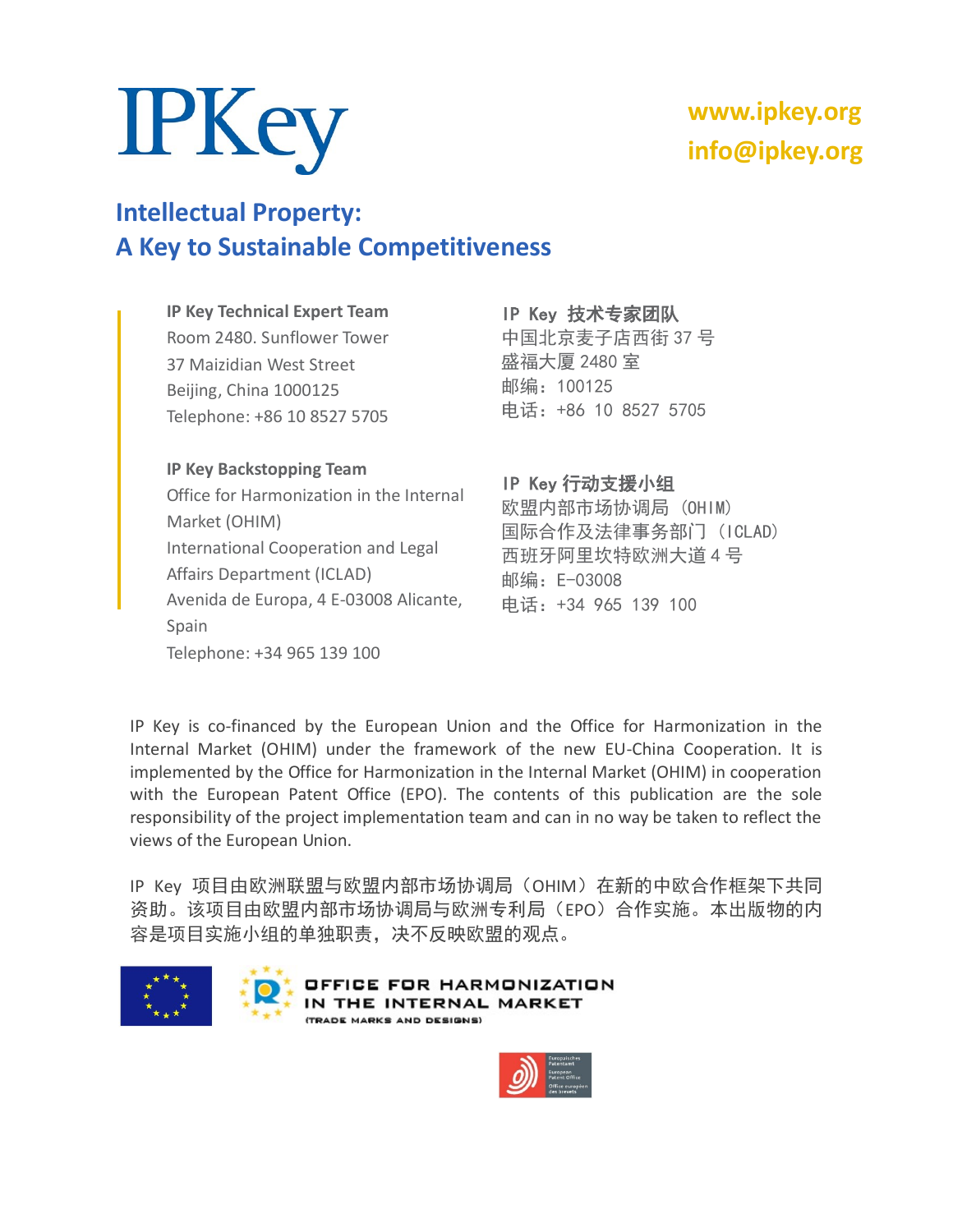# IPKey

www.ipkey.org
info@ipkey.org

## Intellectual Property:
## A Key to Sustainable Competitiveness

**IP Key Technical Expert Team**
Room 2480. Sunflower Tower
37 Maizidian West Street
Beijing, China 1000125
Telephone: +86 10 8527 5705

**IP Key 技术专家团队**
中国北京麦子店西街 37 号
盛福大厦 2480 室
邮编：100125
电话：+86 10 8527 5705

**IP Key Backstopping Team**
Office for Harmonization in the Internal Market (OHIM)
International Cooperation and Legal Affairs Department (ICLAD)
Avenida de Europa, 4 E-03008 Alicante, Spain
Telephone: +34 965 139 100

**IP Key 行动支援小组**
欧盟内部市场协调局（OHIM）
国际合作及法律事务部门（ICLAD）
西班牙阿里坎特欧洲大道 4 号
邮编：E-03008
电话：+34 965 139 100

IP Key is co-financed by the European Union and the Office for Harmonization in the Internal Market (OHIM) under the framework of the new EU-China Cooperation. It is implemented by the Office for Harmonization in the Internal Market (OHIM) in cooperation with the European Patent Office (EPO). The contents of this publication are the sole responsibility of the project implementation team and can in no way be taken to reflect the views of the European Union.

IP Key 项目由欧洲联盟与欧盟内部市场协调局（OHIM）在新的中欧合作框架下共同资助。该项目由欧盟内部市场协调局与欧洲专利局（EPO）合作实施。本出版物的内容是项目实施小组的单独职责，决不反映欧盟的观点。

OFFICE FOR HARMONIZATION IN THE INTERNAL MARKET
(TRADE MARKS AND DESIGNS)

Europäisches Patentamt
European Patent Office
Office européen des brevets